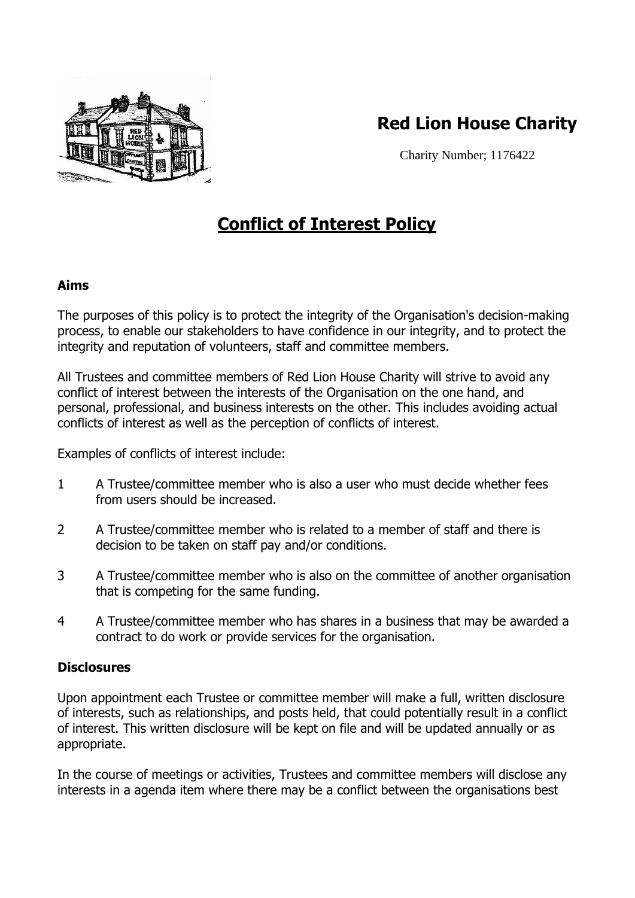# Red Lion House Charity

Charity Number; 1176422

## Conflict of Interest Policy

### Aims

The purposes of this policy is to protect the integrity of the Organisation's decision-making process, to enable our stakeholders to have confidence in our integrity, and to protect the integrity and reputation of volunteers, staff and committee members.

All Trustees and committee members of Red Lion House Charity will strive to avoid any conflict of interest between the interests of the Organisation on the one hand, and personal, professional, and business interests on the other. This includes avoiding actual conflicts of interest as well as the perception of conflicts of interest.

Examples of conflicts of interest include:

1. A Trustee/committee member who is also a user who must decide whether fees from users should be increased.
2. A Trustee/committee member who is related to a member of staff and there is decision to be taken on staff pay and/or conditions.
3. A Trustee/committee member who is also on the committee of another organisation that is competing for the same funding.
4. A Trustee/committee member who has shares in a business that may be awarded a contract to do work or provide services for the organisation.

### Disclosures

Upon appointment each Trustee or committee member will make a full, written disclosure of interests, such as relationships, and posts held, that could potentially result in a conflict of interest. This written disclosure will be kept on file and will be updated annually or as appropriate.

In the course of meetings or activities, Trustees and committee members will disclose any interests in a agenda item where there may be a conflict between the organisations best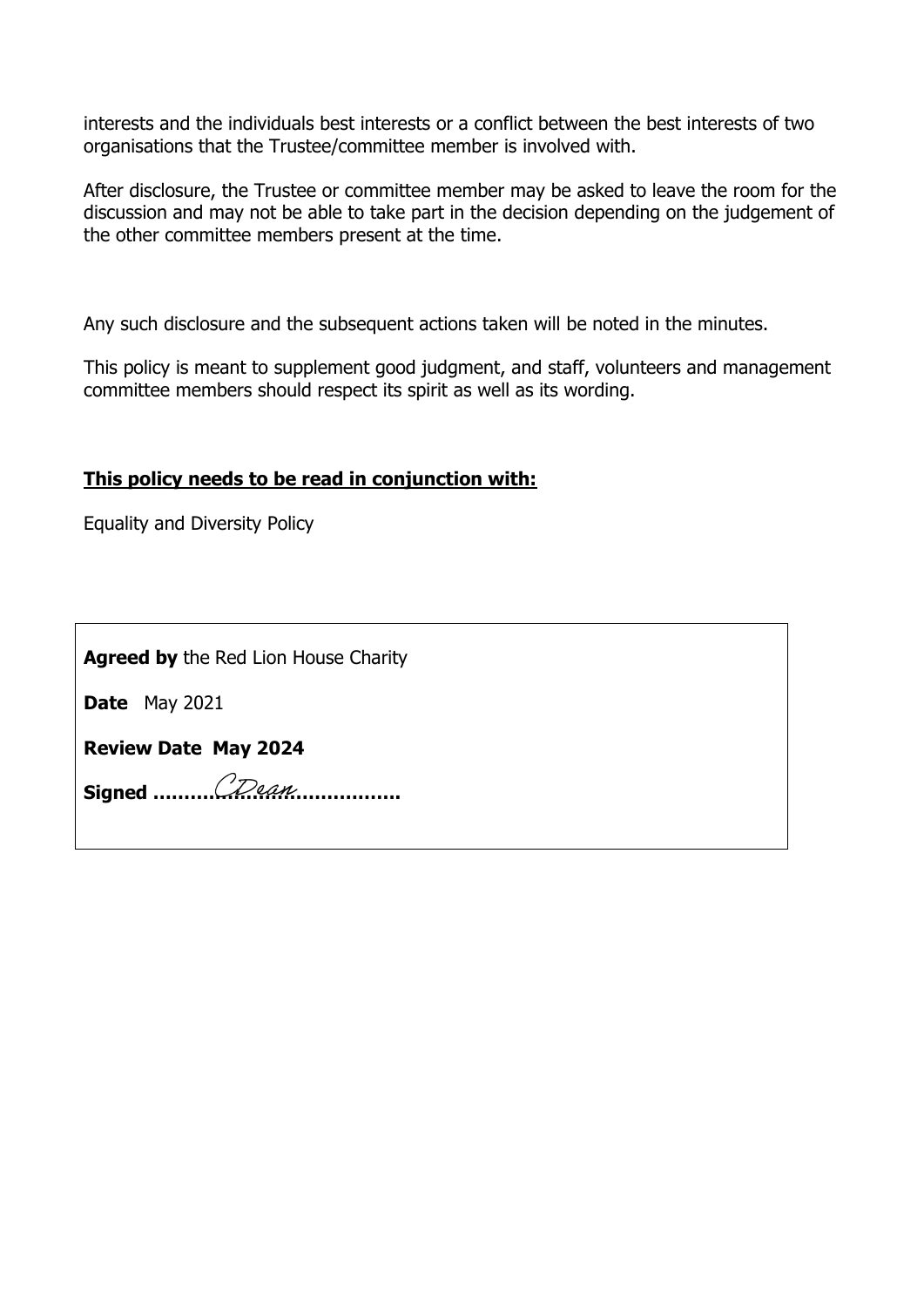interests and the individuals best interests or a conflict between the best interests of two organisations that the Trustee/committee member is involved with.

After disclosure, the Trustee or committee member may be asked to leave the room for the discussion and may not be able to take part in the decision depending on the judgement of the other committee members present at the time.

Any such disclosure and the subsequent actions taken will be noted in the minutes.

This policy is meant to supplement good judgment, and staff, volunteers and management committee members should respect its spirit as well as its wording.

**This policy needs to be read in conjunction with:**

Equality and Diversity Policy

**Agreed by** the Red Lion House Charity

**Date** May 2021

**Review Date May 2024**

**Signed** ..........CDean..................